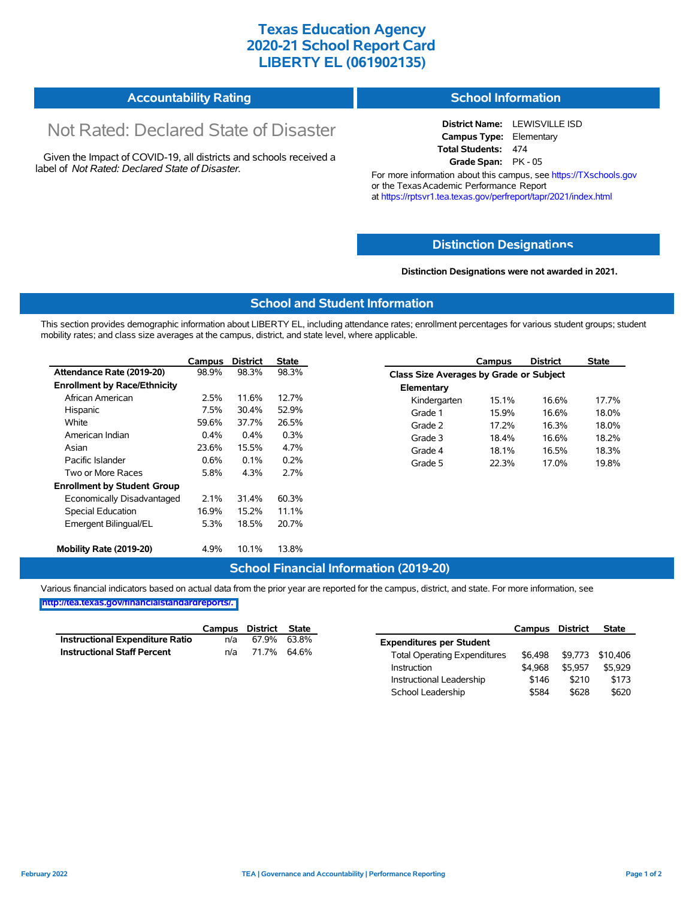# Texas Education Agency
# 2020-21 School Report Card
# LIBERTY EL (061902135)

## Accountability Rating

Not Rated: Declared State of Disaster

Given the Impact of COVID-19, all districts and schools received a label of *Not Rated: Declared State of Disaster*.

## School Information

**District Name:** LEWISVILLE ISD
**Campus Type:** Elementary
**Total Students:** 474
**Grade Span:** PK - 05

For more information about this campus, see https://TXschools.gov or the Texas Academic Performance Report at https://rptsvr1.tea.texas.gov/perfreport/tapr/2021/index.html

## Distinction Designations

**Distinction Designations were not awarded in 2021.**

## School and Student Information

This section provides demographic information about LIBERTY EL, including attendance rates; enrollment percentages for various student groups; student mobility rates; and class size averages at the campus, district, and state level, where applicable.

| | Campus | District | State |
|---|---|---|---|
| **Attendance Rate (2019-20)** | 98.9% | 98.3% | 98.3% |
| **Enrollment by Race/Ethnicity** | | | |
| African American | 2.5% | 11.6% | 12.7% |
| Hispanic | 7.5% | 30.4% | 52.9% |
| White | 59.6% | 37.7% | 26.5% |
| American Indian | 0.4% | 0.4% | 0.3% |
| Asian | 23.6% | 15.5% | 4.7% |
| Pacific Islander | 0.6% | 0.1% | 0.2% |
| Two or More Races | 5.8% | 4.3% | 2.7% |
| **Enrollment by Student Group** | | | |
| Economically Disadvantaged | 2.1% | 31.4% | 60.3% |
| Special Education | 16.9% | 15.2% | 11.1% |
| Emergent Bilingual/EL | 5.3% | 18.5% | 20.7% |
| **Mobility Rate (2019-20)** | 4.9% | 10.1% | 13.8% |

| | Campus | District | State |
|---|---|---|---|
| **Class Size Averages by Grade or Subject** | | | |
| **Elementary** | | | |
| Kindergarten | 15.1% | 16.6% | 17.7% |
| Grade 1 | 15.9% | 16.6% | 18.0% |
| Grade 2 | 17.2% | 16.3% | 18.0% |
| Grade 3 | 18.4% | 16.6% | 18.2% |
| Grade 4 | 18.1% | 16.5% | 18.3% |
| Grade 5 | 22.3% | 17.0% | 19.8% |

## School Financial Information (2019-20)

Various financial indicators based on actual data from the prior year are reported for the campus, district, and state. For more information, see http://tea.texas.gov/financialstandardreports/.

| | Campus | District | State |
|---|---|---|---|
| **Instructional Expenditure Ratio** | n/a | 67.9% | 63.8% |
| **Instructional Staff Percent** | n/a | 71.7% | 64.6% |

| | Campus | District | State |
|---|---|---|---|
| **Expenditures per Student** | | | |
| Total Operating Expenditures | $6,498 | $9,773 | $10,406 |
| Instruction | $4,968 | $5,957 | $5,929 |
| Instructional Leadership | $146 | $210 | $173 |
| School Leadership | $584 | $628 | $620 |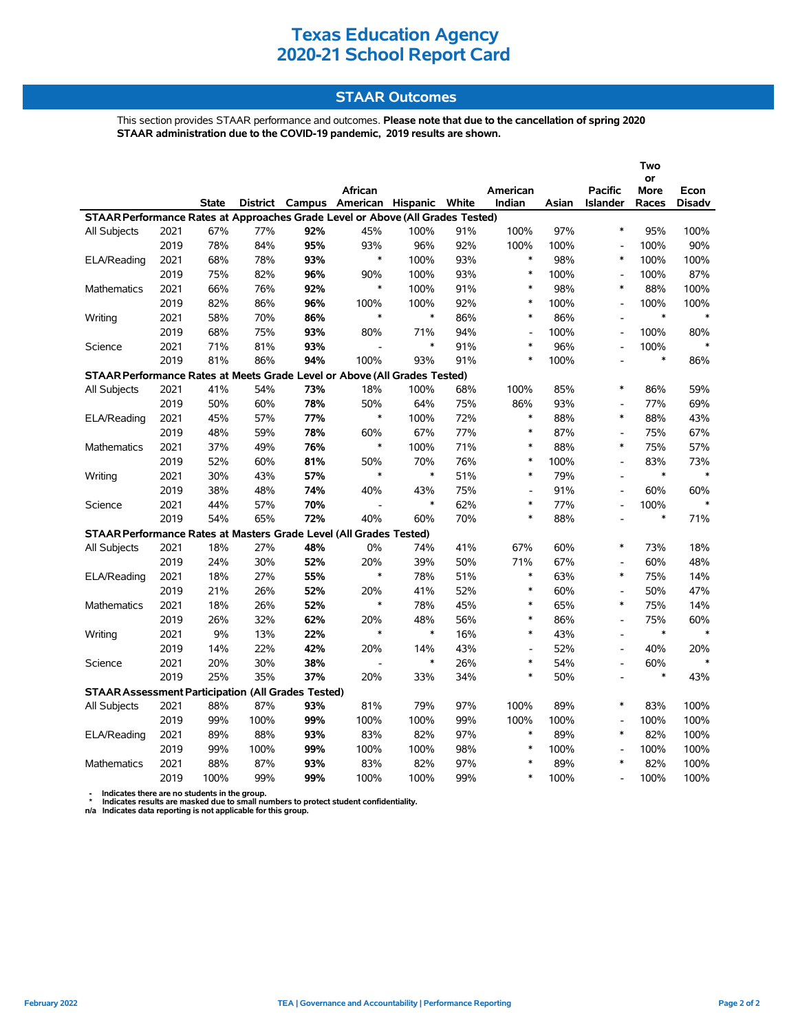# Texas Education Agency
# 2020-21 School Report Card

## STAAR Outcomes

This section provides STAAR performance and outcomes. **Please note that due to the cancellation of spring 2020 STAAR administration due to the COVID-19 pandemic, 2019 results are shown.**

| | | State | District | Campus | African American | Hispanic | White | American Indian | Asian | Pacific Islander | Two or More Races | Econ Disadv |
|---|---|---|---|---|---|---|---|---|---|---|---|---|
| **STAAR Performance Rates at Approaches Grade Level or Above (All Grades Tested)** | | | | | | | | | | | | |
| All Subjects | 2021 | 67% | 77% | **92%** | 45% | 100% | 91% | 100% | 97% | * | 95% | 100% |
| | 2019 | 78% | 84% | **95%** | 93% | 96% | 92% | 100% | 100% | - | 100% | 90% |
| ELA/Reading | 2021 | 68% | 78% | **93%** | * | 100% | 93% | * | 98% | * | 100% | 100% |
| | 2019 | 75% | 82% | **96%** | 90% | 100% | 93% | * | 100% | - | 100% | 87% |
| Mathematics | 2021 | 66% | 76% | **92%** | * | 100% | 91% | * | 98% | * | 88% | 100% |
| | 2019 | 82% | 86% | **96%** | 100% | 100% | 92% | * | 100% | - | 100% | 100% |
| Writing | 2021 | 58% | 70% | **86%** | * | * | 86% | * | 86% | - | * | * |
| | 2019 | 68% | 75% | **93%** | 80% | 71% | 94% | - | 100% | - | 100% | 80% |
| Science | 2021 | 71% | 81% | **93%** | - | * | 91% | * | 96% | - | 100% | * |
| | 2019 | 81% | 86% | **94%** | 100% | 93% | 91% | * | 100% | - | * | 86% |
| **STAAR Performance Rates at Meets Grade Level or Above (All Grades Tested)** | | | | | | | | | | | | |
| All Subjects | 2021 | 41% | 54% | **73%** | 18% | 100% | 68% | 100% | 85% | * | 86% | 59% |
| | 2019 | 50% | 60% | **78%** | 50% | 64% | 75% | 86% | 93% | - | 77% | 69% |
| ELA/Reading | 2021 | 45% | 57% | **77%** | * | 100% | 72% | * | 88% | * | 88% | 43% |
| | 2019 | 48% | 59% | **78%** | 60% | 67% | 77% | * | 87% | - | 75% | 67% |
| Mathematics | 2021 | 37% | 49% | **76%** | * | 100% | 71% | * | 88% | * | 75% | 57% |
| | 2019 | 52% | 60% | **81%** | 50% | 70% | 76% | * | 100% | - | 83% | 73% |
| Writing | 2021 | 30% | 43% | **57%** | * | * | 51% | * | 79% | - | * | * |
| | 2019 | 38% | 48% | **74%** | 40% | 43% | 75% | - | 91% | - | 60% | 60% |
| Science | 2021 | 44% | 57% | **70%** | - | * | 62% | * | 77% | - | 100% | * |
| | 2019 | 54% | 65% | **72%** | 40% | 60% | 70% | * | 88% | - | * | 71% |
| **STAAR Performance Rates at Masters Grade Level (All Grades Tested)** | | | | | | | | | | | | |
| All Subjects | 2021 | 18% | 27% | **48%** | 0% | 74% | 41% | 67% | 60% | * | 73% | 18% |
| | 2019 | 24% | 30% | **52%** | 20% | 39% | 50% | 71% | 67% | - | 60% | 48% |
| ELA/Reading | 2021 | 18% | 27% | **55%** | * | 78% | 51% | * | 63% | * | 75% | 14% |
| | 2019 | 21% | 26% | **52%** | 20% | 41% | 52% | * | 60% | - | 50% | 47% |
| Mathematics | 2021 | 18% | 26% | **52%** | * | 78% | 45% | * | 65% | * | 75% | 14% |
| | 2019 | 26% | 32% | **62%** | 20% | 48% | 56% | * | 86% | - | 75% | 60% |
| Writing | 2021 | 9% | 13% | **22%** | * | * | 16% | * | 43% | - | * | * |
| | 2019 | 14% | 22% | **42%** | 20% | 14% | 43% | - | 52% | - | 40% | 20% |
| Science | 2021 | 20% | 30% | **38%** | - | * | 26% | * | 54% | - | 60% | * |
| | 2019 | 25% | 35% | **37%** | 20% | 33% | 34% | * | 50% | - | * | 43% |
| **STAAR Assessment Participation (All Grades Tested)** | | | | | | | | | | | | |
| All Subjects | 2021 | 88% | 87% | **93%** | 81% | 79% | 97% | 100% | 89% | * | 83% | 100% |
| | 2019 | 99% | 100% | **99%** | 100% | 100% | 99% | 100% | 100% | - | 100% | 100% |
| ELA/Reading | 2021 | 89% | 88% | **93%** | 83% | 82% | 97% | * | 89% | * | 82% | 100% |
| | 2019 | 99% | 100% | **99%** | 100% | 100% | 98% | * | 100% | - | 100% | 100% |
| Mathematics | 2021 | 88% | 87% | **93%** | 83% | 82% | 97% | * | 89% | * | 82% | 100% |
| | 2019 | 100% | 99% | **99%** | 100% | 100% | 99% | * | 100% | - | 100% | 100% |

**-** Indicates there are no students in the group.
**\*** Indicates results are masked due to small numbers to protect student confidentiality.
**n/a** Indicates data reporting is not applicable for this group.